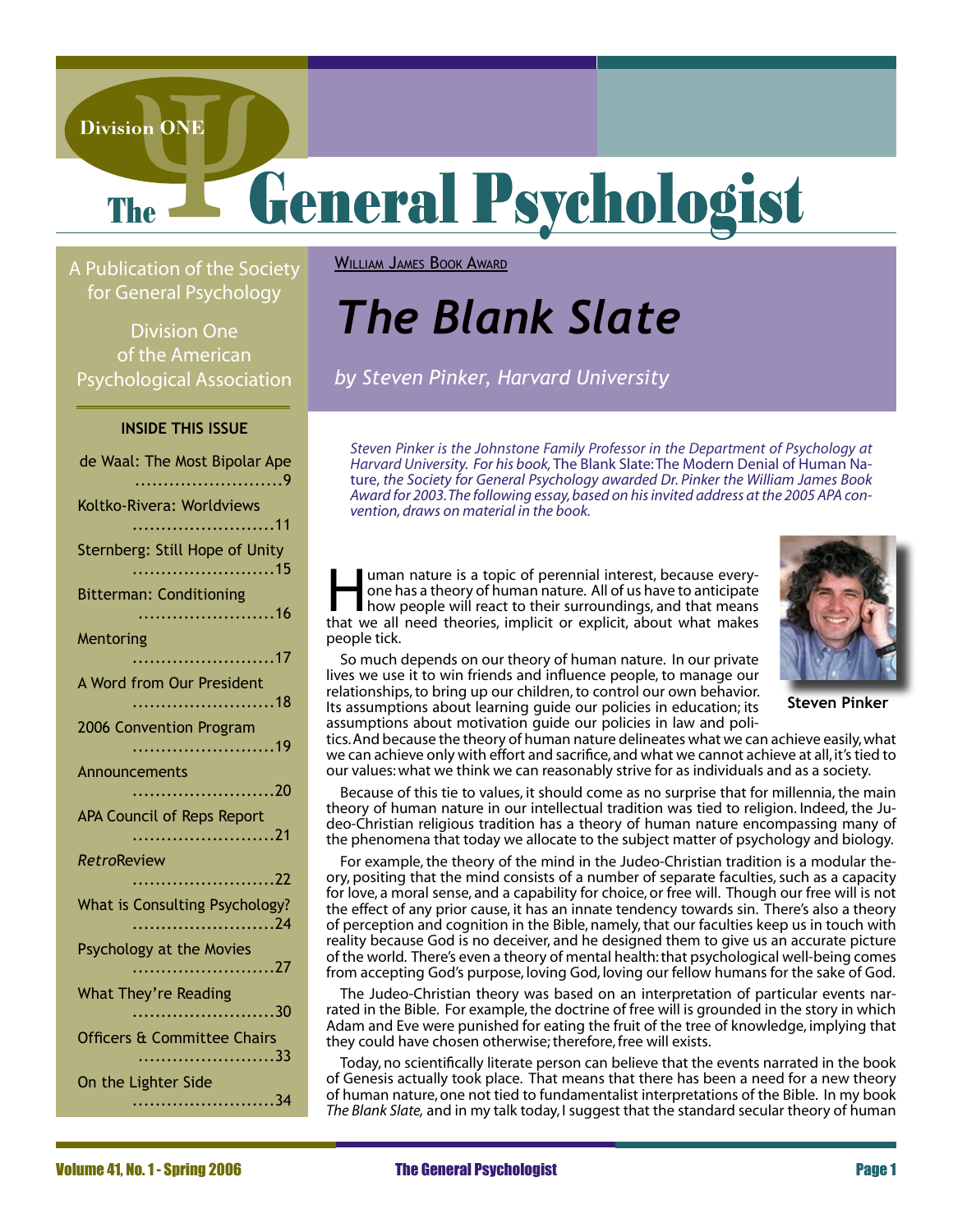# The General Psychologist

A Publication of the Society for General Psychology

Division One of the American Psychological Association

**INSIDE THIS ISSUE**

- de Waal: The Most Bipolar Ape ..........9
- Koltko-Rivera: Worldviews ..........11
- Sternberg: Still Hope of Unity ..........15
- Bitterman: Conditioning ..........16
- Mentoring ..........17
- A Word from Our President ..........18
- 2006 Convention Program ..........19
- Announcements ..........20
- APA Council of Reps Report ..........21
- *Retro*Review ..........22
- What is Consulting Psychology? ..........24
- Psychology at the Movies ..........27
- What They're Reading ..........30
- Officers & Committee Chairs ..........33
- On the Lighter Side ..........34

William James Book Award

# *The Blank Slate*

*by Steven Pinker, Harvard University*

*Steven Pinker is the Johnstone Family Professor in the Department of Psychology at Harvard University. For his book,* The Blank Slate: The Modern Denial of Human Nature, *the Society for General Psychology awarded Dr. Pinker the William James Book Award for 2003. The following essay, based on his invited address at the 2005 APA convention, draws on material in the book.*

**Steven Pinker**

Human nature is a topic of perennial interest, because everyone has a theory of human nature. All of us have to anticipate how people will react to their surroundings, and that means that we all need theories, implicit or explicit, about what makes people tick.

So much depends on our theory of human nature. In our private lives we use it to win friends and influence people, to manage our relationships, to bring up our children, to control our own behavior. Its assumptions about learning guide our policies in education; its assumptions about motivation guide our policies in law and politics. And because the theory of human nature delineates what we can achieve easily, what we can achieve only with effort and sacrifice, and what we cannot achieve at all, it's tied to our values: what we think we can reasonably strive for as individuals and as a society.

Because of this tie to values, it should come as no surprise that for millennia, the main theory of human nature in our intellectual tradition was tied to religion. Indeed, the Judeo-Christian religious tradition has a theory of human nature encompassing many of the phenomena that today we allocate to the subject matter of psychology and biology.

For example, the theory of the mind in the Judeo-Christian tradition is a modular theory, positing that the mind consists of a number of separate faculties, such as a capacity for love, a moral sense, and a capability for choice, or free will. Though our free will is not the effect of any prior cause, it has an innate tendency towards sin. There's also a theory of perception and cognition in the Bible, namely, that our faculties keep us in touch with reality because God is no deceiver, and he designed them to give us an accurate picture of the world. There's even a theory of mental health: that psychological well-being comes from accepting God's purpose, loving God, loving our fellow humans for the sake of God.

The Judeo-Christian theory was based on an interpretation of particular events narrated in the Bible. For example, the doctrine of free will is grounded in the story in which Adam and Eve were punished for eating the fruit of the tree of knowledge, implying that they could have chosen otherwise; therefore, free will exists.

Today, no scientifically literate person can believe that the events narrated in the book of Genesis actually took place. That means that there has been a need for a new theory of human nature, one not tied to fundamentalist interpretations of the Bible. In my book *The Blank Slate,* and in my talk today, I suggest that the standard secular theory of human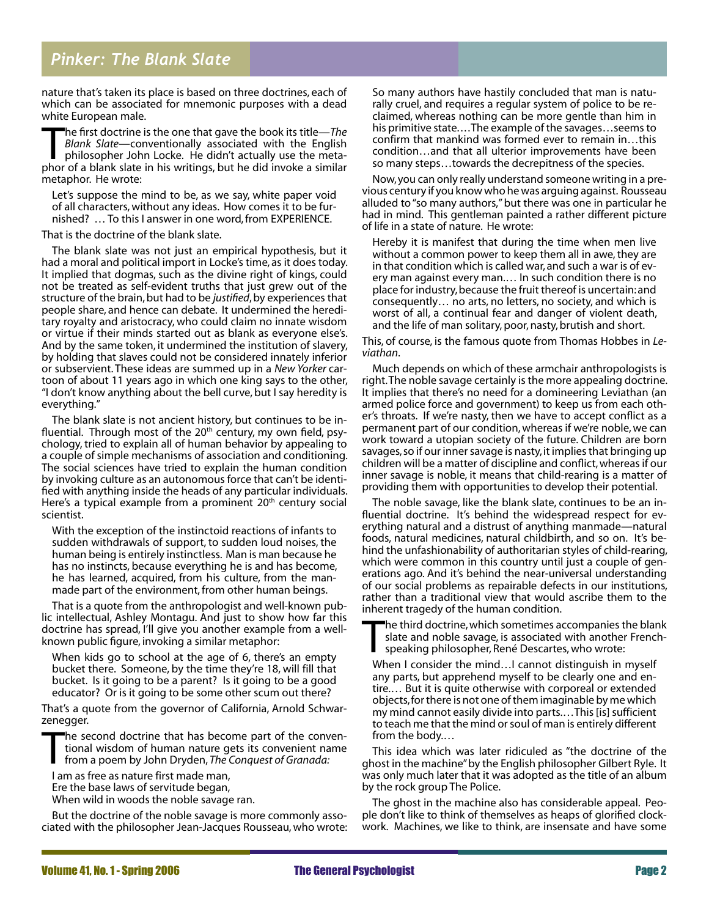nature that's taken its place is based on three doctrines, each of which can be associated for mnemonic purposes with a dead white European male.

The first doctrine is the one that gave the book its title—*The Blank Slate*—conventionally associated with the English philosopher John Locke. He didn't actually use the metaphor of a blank slate in his writings, but he did invoke a similar metaphor. He wrote:

> Let's suppose the mind to be, as we say, white paper void of all characters, without any ideas. How comes it to be furnished? … To this I answer in one word, from EXPERIENCE.

That is the doctrine of the blank slate.

The blank slate was not just an empirical hypothesis, but it had a moral and political import in Locke's time, as it does today. It implied that dogmas, such as the divine right of kings, could not be treated as self-evident truths that just grew out of the structure of the brain, but had to be *justified*, by experiences that people share, and hence can debate. It undermined the hereditary royalty and aristocracy, who could claim no innate wisdom or virtue if their minds started out as blank as everyone else's. And by the same token, it undermined the institution of slavery, by holding that slaves could not be considered innately inferior or subservient. These ideas are summed up in a *New Yorker* cartoon of about 11 years ago in which one king says to the other, "I don't know anything about the bell curve, but I say heredity is everything."

The blank slate is not ancient history, but continues to be influential. Through most of the 20th century, my own field, psychology, tried to explain all of human behavior by appealing to a couple of simple mechanisms of association and conditioning. The social sciences have tried to explain the human condition by invoking culture as an autonomous force that can't be identified with anything inside the heads of any particular individuals. Here's a typical example from a prominent 20th century social scientist.

> With the exception of the instinctoid reactions of infants to sudden withdrawals of support, to sudden loud noises, the human being is entirely instinctless. Man is man because he has no instincts, because everything he is and has become, he has learned, acquired, from his culture, from the man-made part of the environment, from other human beings.

That is a quote from the anthropologist and well-known public intellectual, Ashley Montagu. And just to show how far this doctrine has spread, I'll give you another example from a well-known public figure, invoking a similar metaphor:

> When kids go to school at the age of 6, there's an empty bucket there. Someone, by the time they're 18, will fill that bucket. Is it going to be a parent? Is it going to be a good educator? Or is it going to be some other scum out there?

That's a quote from the governor of California, Arnold Schwarzenegger.

The second doctrine that has become part of the conventional wisdom of human nature gets its convenient name from a poem by John Dryden, *The Conquest of Granada:*

> I am as free as nature first made man,
> Ere the base laws of servitude began,
> When wild in woods the noble savage ran.

But the doctrine of the noble savage is more commonly associated with the philosopher Jean-Jacques Rousseau, who wrote:

> So many authors have hastily concluded that man is naturally cruel, and requires a regular system of police to be reclaimed, whereas nothing can be more gentle than him in his primitive state.…The example of the savages…seems to confirm that mankind was formed ever to remain in…this condition…and that all ulterior improvements have been so many steps…towards the decrepitness of the species.

Now, you can only really understand someone writing in a previous century if you know who he was arguing against. Rousseau alluded to "so many authors," but there was one in particular he had in mind. This gentleman painted a rather different picture of life in a state of nature. He wrote:

> Hereby it is manifest that during the time when men live without a common power to keep them all in awe, they are in that condition which is called war, and such a war is of every man against every man.… In such condition there is no place for industry, because the fruit thereof is uncertain: and consequently… no arts, no letters, no society, and which is worst of all, a continual fear and danger of violent death, and the life of man solitary, poor, nasty, brutish and short.

This, of course, is the famous quote from Thomas Hobbes in *Leviathan*.

Much depends on which of these armchair anthropologists is right. The noble savage certainly is the more appealing doctrine. It implies that there's no need for a domineering Leviathan (an armed police force and government) to keep us from each other's throats. If we're nasty, then we have to accept conflict as a permanent part of our condition, whereas if we're noble, we can work toward a utopian society of the future. Children are born savages, so if our inner savage is nasty, it implies that bringing up children will be a matter of discipline and conflict, whereas if our inner savage is noble, it means that child-rearing is a matter of providing them with opportunities to develop their potential.

The noble savage, like the blank slate, continues to be an influential doctrine. It's behind the widespread respect for everything natural and a distrust of anything manmade—natural foods, natural medicines, natural childbirth, and so on. It's behind the unfashionability of authoritarian styles of child-rearing, which were common in this country until just a couple of generations ago. And it's behind the near-universal understanding of our social problems as repairable defects in our institutions, rather than a traditional view that would ascribe them to the inherent tragedy of the human condition.

The third doctrine, which sometimes accompanies the blank slate and noble savage, is associated with another French-speaking philosopher, René Descartes, who wrote:

> When I consider the mind…I cannot distinguish in myself any parts, but apprehend myself to be clearly one and entire.… But it is quite otherwise with corporeal or extended objects, for there is not one of them imaginable by me which my mind cannot easily divide into parts.…This [is] sufficient to teach me that the mind or soul of man is entirely different from the body.…

This idea which was later ridiculed as "the doctrine of the ghost in the machine" by the English philosopher Gilbert Ryle. It was only much later that it was adopted as the title of an album by the rock group The Police.

The ghost in the machine also has considerable appeal. People don't like to think of themselves as heaps of glorified clockwork. Machines, we like to think, are insensate and have some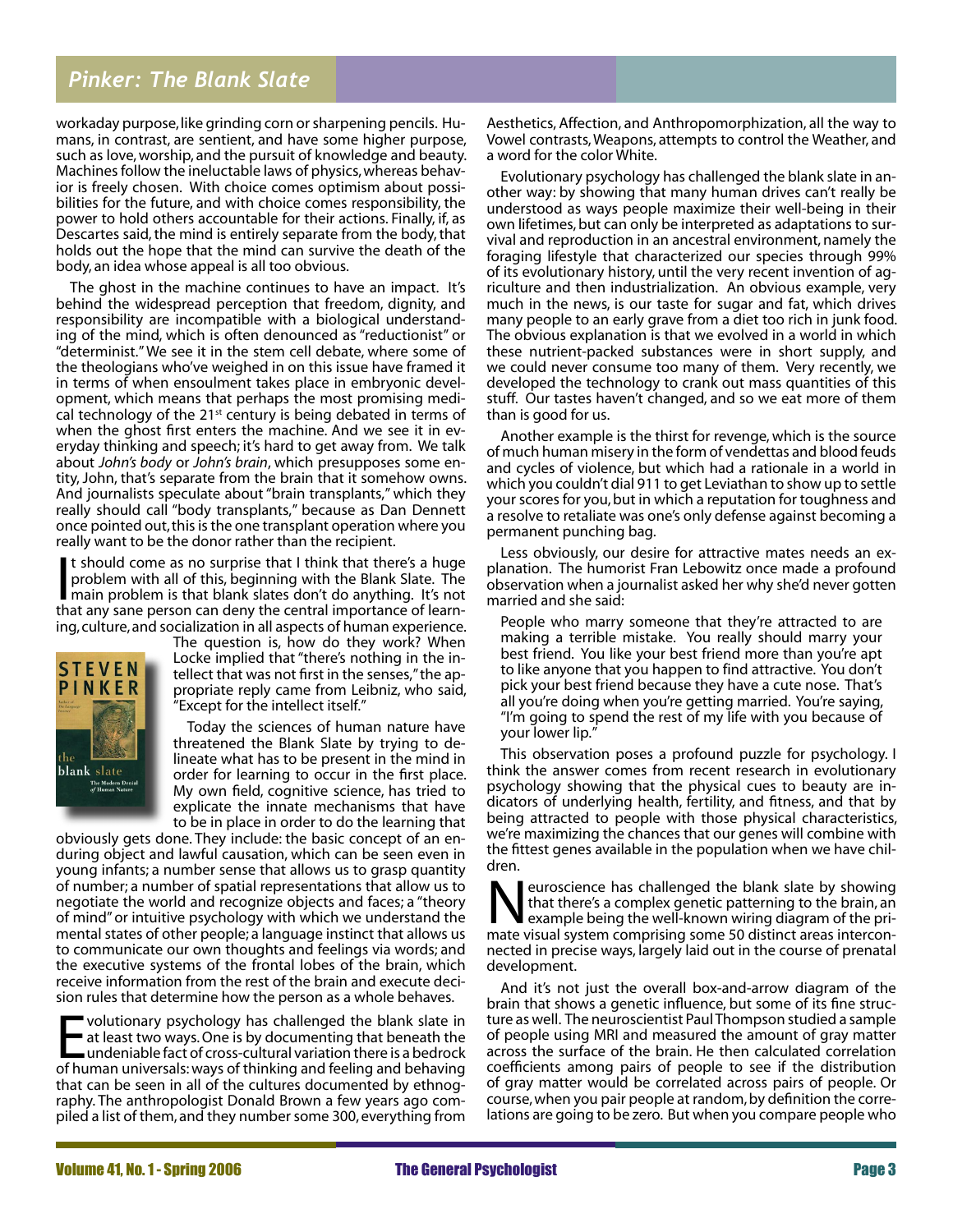workaday purpose, like grinding corn or sharpening pencils. Humans, in contrast, are sentient, and have some higher purpose, such as love, worship, and the pursuit of knowledge and beauty. Machines follow the ineluctable laws of physics, whereas behavior is freely chosen. With choice comes optimism about possibilities for the future, and with choice comes responsibility, the power to hold others accountable for their actions. Finally, if, as Descartes said, the mind is entirely separate from the body, that holds out the hope that the mind can survive the death of the body, an idea whose appeal is all too obvious.

The ghost in the machine continues to have an impact. It's behind the widespread perception that freedom, dignity, and responsibility are incompatible with a biological understanding of the mind, which is often denounced as "reductionist" or "determinist." We see it in the stem cell debate, where some of the theologians who've weighed in on this issue have framed it in terms of when ensoulment takes place in embryonic development, which means that perhaps the most promising medical technology of the 21st century is being debated in terms of when the ghost first enters the machine. And we see it in everyday thinking and speech; it's hard to get away from. We talk about *John's body* or *John's brain*, which presupposes some entity, John, that's separate from the brain that it somehow owns. And journalists speculate about "brain transplants," which they really should call "body transplants," because as Dan Dennett once pointed out, this is the one transplant operation where you really want to be the donor rather than the recipient.

It should come as no surprise that I think that there's a huge problem with all of this, beginning with the Blank Slate. The main problem is that blank slates don't do anything. It's not that any sane person can deny the central importance of learning, culture, and socialization in all aspects of human experience. The question is, how do they work? When Locke implied that "there's nothing in the intellect that was not first in the senses," the appropriate reply came from Leibniz, who said, "Except for the intellect itself."

Today the sciences of human nature have threatened the Blank Slate by trying to delineate what has to be present in the mind in order for learning to occur in the first place. My own field, cognitive science, has tried to explicate the innate mechanisms that have to be in place in order to do the learning that obviously gets done. They include: the basic concept of an enduring object and lawful causation, which can be seen even in young infants; a number sense that allows us to grasp quantity of number; a number of spatial representations that allow us to negotiate the world and recognize objects and faces; a "theory of mind" or intuitive psychology with which we understand the mental states of other people; a language instinct that allows us to communicate our own thoughts and feelings via words; and the executive systems of the frontal lobes of the brain, which receive information from the rest of the brain and execute decision rules that determine how the person as a whole behaves.

Evolutionary psychology has challenged the blank slate in at least two ways. One is by documenting that beneath the undeniable fact of cross-cultural variation there is a bedrock of human universals: ways of thinking and feeling and behaving that can be seen in all of the cultures documented by ethnography. The anthropologist Donald Brown a few years ago compiled a list of them, and they number some 300, everything from Aesthetics, Affection, and Anthropomorphization, all the way to Vowel contrasts, Weapons, attempts to control the Weather, and a word for the color White.

Evolutionary psychology has challenged the blank slate in another way: by showing that many human drives can't really be understood as ways people maximize their well-being in their own lifetimes, but can only be interpreted as adaptations to survival and reproduction in an ancestral environment, namely the foraging lifestyle that characterized our species through 99% of its evolutionary history, until the very recent invention of agriculture and then industrialization. An obvious example, very much in the news, is our taste for sugar and fat, which drives many people to an early grave from a diet too rich in junk food. The obvious explanation is that we evolved in a world in which these nutrient-packed substances were in short supply, and we could never consume too many of them. Very recently, we developed the technology to crank out mass quantities of this stuff. Our tastes haven't changed, and so we eat more of them than is good for us.

Another example is the thirst for revenge, which is the source of much human misery in the form of vendettas and blood feuds and cycles of violence, but which had a rationale in a world in which you couldn't dial 911 to get Leviathan to show up to settle your scores for you, but in which a reputation for toughness and a resolve to retaliate was one's only defense against becoming a permanent punching bag.

Less obviously, our desire for attractive mates needs an explanation. The humorist Fran Lebowitz once made a profound observation when a journalist asked her why she'd never gotten married and she said:

> People who marry someone that they're attracted to are making a terrible mistake. You really should marry your best friend. You like your best friend more than you're apt to like anyone that you happen to find attractive. You don't pick your best friend because they have a cute nose. That's all you're doing when you're getting married. You're saying, "I'm going to spend the rest of my life with you because of your lower lip."

This observation poses a profound puzzle for psychology. I think the answer comes from recent research in evolutionary psychology showing that the physical cues to beauty are indicators of underlying health, fertility, and fitness, and that by being attracted to people with those physical characteristics, we're maximizing the chances that our genes will combine with the fittest genes available in the population when we have children.

Neuroscience has challenged the blank slate by showing that there's a complex genetic patterning to the brain, an example being the well-known wiring diagram of the primate visual system comprising some 50 distinct areas interconnected in precise ways, largely laid out in the course of prenatal development.

And it's not just the overall box-and-arrow diagram of the brain that shows a genetic influence, but some of its fine structure as well. The neuroscientist Paul Thompson studied a sample of people using MRI and measured the amount of gray matter across the surface of the brain. He then calculated correlation coefficients among pairs of people to see if the distribution of gray matter would be correlated across pairs of people. Or course, when you pair people at random, by definition the correlations are going to be zero. But when you compare people who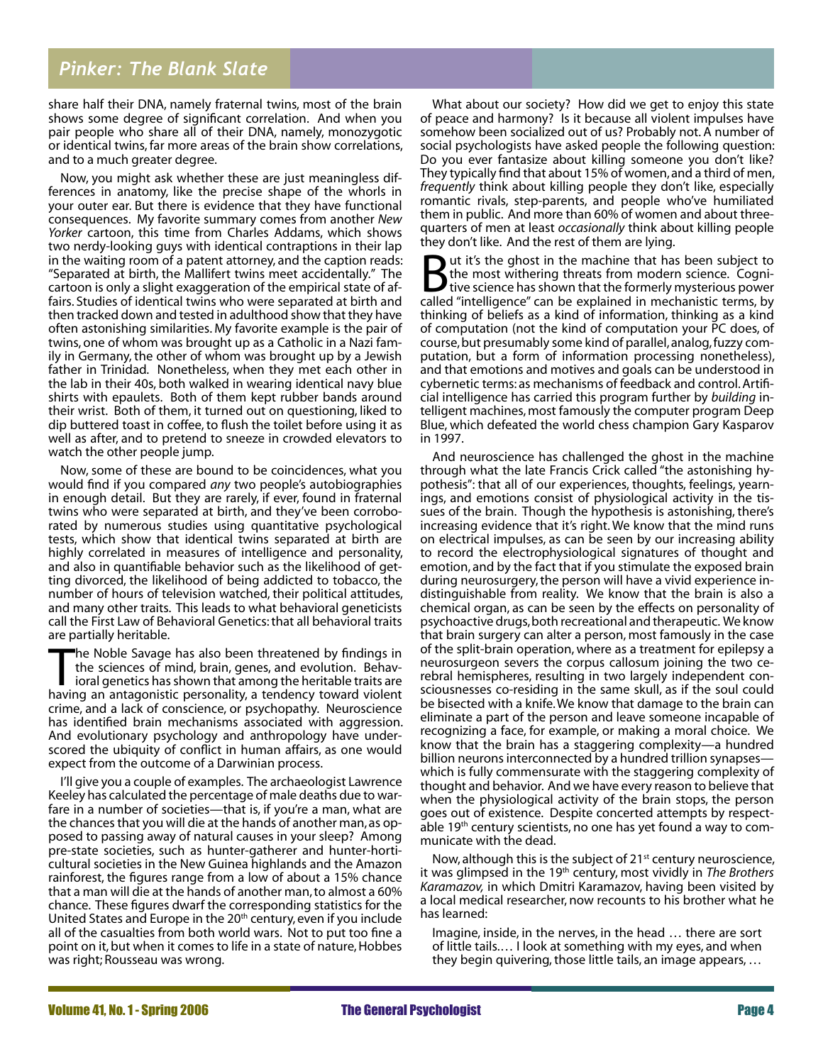share half their DNA, namely fraternal twins, most of the brain shows some degree of significant correlation. And when you pair people who share all of their DNA, namely, monozygotic or identical twins, far more areas of the brain show correlations, and to a much greater degree.

Now, you might ask whether these are just meaningless differences in anatomy, like the precise shape of the whorls in your outer ear. But there is evidence that they have functional consequences. My favorite summary comes from another *New Yorker* cartoon, this time from Charles Addams, which shows two nerdy-looking guys with identical contraptions in their lap in the waiting room of a patent attorney, and the caption reads: "Separated at birth, the Mallifert twins meet accidentally." The cartoon is only a slight exaggeration of the empirical state of affairs. Studies of identical twins who were separated at birth and then tracked down and tested in adulthood show that they have often astonishing similarities. My favorite example is the pair of twins, one of whom was brought up as a Catholic in a Nazi family in Germany, the other of whom was brought up by a Jewish father in Trinidad. Nonetheless, when they met each other in the lab in their 40s, both walked in wearing identical navy blue shirts with epaulets. Both of them kept rubber bands around their wrist. Both of them, it turned out on questioning, liked to dip buttered toast in coffee, to flush the toilet before using it as well as after, and to pretend to sneeze in crowded elevators to watch the other people jump.

Now, some of these are bound to be coincidences, what you would find if you compared *any* two people's autobiographies in enough detail. But they are rarely, if ever, found in fraternal twins who were separated at birth, and they've been corroborated by numerous studies using quantitative psychological tests, which show that identical twins separated at birth are highly correlated in measures of intelligence and personality, and also in quantifiable behavior such as the likelihood of getting divorced, the likelihood of being addicted to tobacco, the number of hours of television watched, their political attitudes, and many other traits. This leads to what behavioral geneticists call the First Law of Behavioral Genetics: that all behavioral traits are partially heritable.

The Noble Savage has also been threatened by findings in the sciences of mind, brain, genes, and evolution. Behavioral genetics has shown that among the heritable traits are having an antagonistic personality, a tendency toward violent crime, and a lack of conscience, or psychopathy. Neuroscience has identified brain mechanisms associated with aggression. And evolutionary psychology and anthropology have underscored the ubiquity of conflict in human affairs, as one would expect from the outcome of a Darwinian process.

I'll give you a couple of examples. The archaeologist Lawrence Keeley has calculated the percentage of male deaths due to warfare in a number of societies—that is, if you're a man, what are the chances that you will die at the hands of another man, as opposed to passing away of natural causes in your sleep? Among pre-state societies, such as hunter-gatherer and hunter-horticultural societies in the New Guinea highlands and the Amazon rainforest, the figures range from a low of about a 15% chance that a man will die at the hands of another man, to almost a 60% chance. These figures dwarf the corresponding statistics for the United States and Europe in the 20th century, even if you include all of the casualties from both world wars. Not to put too fine a point on it, but when it comes to life in a state of nature, Hobbes was right; Rousseau was wrong.

What about our society? How did we get to enjoy this state of peace and harmony? Is it because all violent impulses have somehow been socialized out of us? Probably not. A number of social psychologists have asked people the following question: Do you ever fantasize about killing someone you don't like? They typically find that about 15% of women, and a third of men, *frequently* think about killing people they don't like, especially romantic rivals, step-parents, and people who've humiliated them in public. And more than 60% of women and about three-quarters of men at least *occasionally* think about killing people they don't like. And the rest of them are lying.

But it's the ghost in the machine that has been subject to the most withering threats from modern science. Cognitive science has shown that the formerly mysterious power called "intelligence" can be explained in mechanistic terms, by thinking of beliefs as a kind of information, thinking as a kind of computation (not the kind of computation your PC does, of course, but presumably some kind of parallel, analog, fuzzy computation, but a form of information processing nonetheless), and that emotions and motives and goals can be understood in cybernetic terms: as mechanisms of feedback and control. Artificial intelligence has carried this program further by *building* intelligent machines, most famously the computer program Deep Blue, which defeated the world chess champion Gary Kasparov in 1997.

And neuroscience has challenged the ghost in the machine through what the late Francis Crick called "the astonishing hypothesis": that all of our experiences, thoughts, feelings, yearnings, and emotions consist of physiological activity in the tissues of the brain. Though the hypothesis is astonishing, there's increasing evidence that it's right. We know that the mind runs on electrical impulses, as can be seen by our increasing ability to record the electrophysiological signatures of thought and emotion, and by the fact that if you stimulate the exposed brain during neurosurgery, the person will have a vivid experience indistinguishable from reality. We know that the brain is also a chemical organ, as can be seen by the effects on personality of psychoactive drugs, both recreational and therapeutic. We know that brain surgery can alter a person, most famously in the case of the split-brain operation, where as a treatment for epilepsy a neurosurgeon severs the corpus callosum joining the two cerebral hemispheres, resulting in two largely independent consciousnesses co-residing in the same skull, as if the soul could be bisected with a knife. We know that damage to the brain can eliminate a part of the person and leave someone incapable of recognizing a face, for example, or making a moral choice. We know that the brain has a staggering complexity—a hundred billion neurons interconnected by a hundred trillion synapses—which is fully commensurate with the staggering complexity of thought and behavior. And we have every reason to believe that when the physiological activity of the brain stops, the person goes out of existence. Despite concerted attempts by respectable 19th century scientists, no one has yet found a way to communicate with the dead.

Now, although this is the subject of 21st century neuroscience, it was glimpsed in the 19th century, most vividly in *The Brothers Karamazov,* in which Dmitri Karamazov, having been visited by a local medical researcher, now recounts to his brother what he has learned:

> Imagine, inside, in the nerves, in the head … there are sort of little tails.… I look at something with my eyes, and when they begin quivering, those little tails, an image appears, …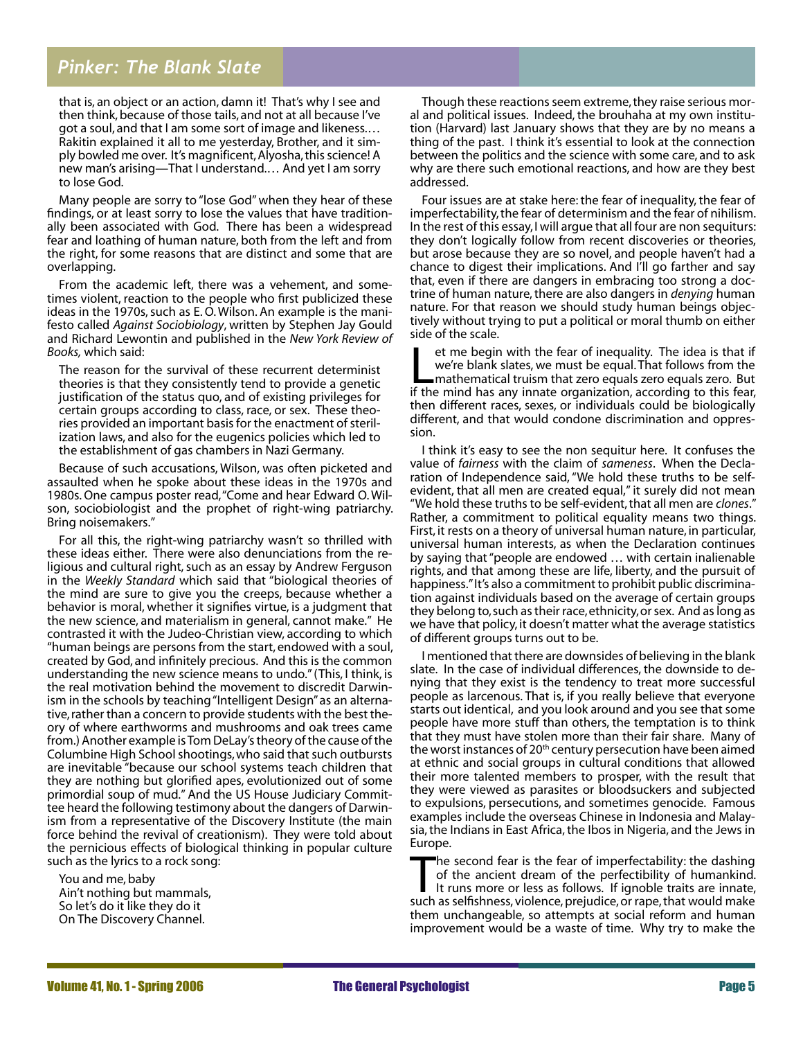that is, an object or an action, damn it! That's why I see and then think, because of those tails, and not at all because I've got a soul, and that I am some sort of image and likeness.… Rakitin explained it all to me yesterday, Brother, and it simply bowled me over. It's magnificent, Alyosha, this science! A new man's arising—That I understand.… And yet I am sorry to lose God.

Many people are sorry to "lose God" when they hear of these findings, or at least sorry to lose the values that have traditionally been associated with God. There has been a widespread fear and loathing of human nature, both from the left and from the right, for some reasons that are distinct and some that are overlapping.

From the academic left, there was a vehement, and sometimes violent, reaction to the people who first publicized these ideas in the 1970s, such as E. O. Wilson. An example is the manifesto called *Against Sociobiology*, written by Stephen Jay Gould and Richard Lewontin and published in the *New York Review of Books,* which said:

> The reason for the survival of these recurrent determinist theories is that they consistently tend to provide a genetic justification of the status quo, and of existing privileges for certain groups according to class, race, or sex. These theories provided an important basis for the enactment of sterilization laws, and also for the eugenics policies which led to the establishment of gas chambers in Nazi Germany.

Because of such accusations, Wilson, was often picketed and assaulted when he spoke about these ideas in the 1970s and 1980s. One campus poster read, "Come and hear Edward O. Wilson, sociobiologist and the prophet of right-wing patriarchy. Bring noisemakers."

For all this, the right-wing patriarchy wasn't so thrilled with these ideas either. There were also denunciations from the religious and cultural right, such as an essay by Andrew Ferguson in the *Weekly Standard* which said that "biological theories of the mind are sure to give you the creeps, because whether a behavior is moral, whether it signifies virtue, is a judgment that the new science, and materialism in general, cannot make." He contrasted it with the Judeo-Christian view, according to which "human beings are persons from the start, endowed with a soul, created by God, and infinitely precious. And this is the common understanding the new science means to undo." (This, I think, is the real motivation behind the movement to discredit Darwinism in the schools by teaching "Intelligent Design" as an alternative, rather than a concern to provide students with the best theory of where earthworms and mushrooms and oak trees came from.) Another example is Tom DeLay's theory of the cause of the Columbine High School shootings, who said that such outbursts are inevitable "because our school systems teach children that they are nothing but glorified apes, evolutionized out of some primordial soup of mud." And the US House Judiciary Committee heard the following testimony about the dangers of Darwinism from a representative of the Discovery Institute (the main force behind the revival of creationism). They were told about the pernicious effects of biological thinking in popular culture such as the lyrics to a rock song:

> You and me, baby
> Ain't nothing but mammals,
> So let's do it like they do it
> On The Discovery Channel.

Though these reactions seem extreme, they raise serious moral and political issues. Indeed, the brouhaha at my own institution (Harvard) last January shows that they are by no means a thing of the past. I think it's essential to look at the connection between the politics and the science with some care, and to ask why are there such emotional reactions, and how are they best addressed.

Four issues are at stake here: the fear of inequality, the fear of imperfectability, the fear of determinism and the fear of nihilism. In the rest of this essay, I will argue that all four are non sequiturs: they don't logically follow from recent discoveries or theories, but arose because they are so novel, and people haven't had a chance to digest their implications. And I'll go farther and say that, even if there are dangers in embracing too strong a doctrine of human nature, there are also dangers in *denying* human nature. For that reason we should study human beings objectively without trying to put a political or moral thumb on either side of the scale.

Let me begin with the fear of inequality. The idea is that if we're blank slates, we must be equal. That follows from the mathematical truism that zero equals zero equals zero. But if the mind has any innate organization, according to this fear, then different races, sexes, or individuals could be biologically different, and that would condone discrimination and oppression.

I think it's easy to see the non sequitur here. It confuses the value of *fairness* with the claim of *sameness*. When the Declaration of Independence said, "We hold these truths to be self-evident, that all men are created equal," it surely did not mean "We hold these truths to be self-evident, that all men are *clones*." Rather, a commitment to political equality means two things. First, it rests on a theory of universal human nature, in particular, universal human interests, as when the Declaration continues by saying that "people are endowed … with certain inalienable rights, and that among these are life, liberty, and the pursuit of happiness." It's also a commitment to prohibit public discrimination against individuals based on the average of certain groups they belong to, such as their race, ethnicity, or sex. And as long as we have that policy, it doesn't matter what the average statistics of different groups turns out to be.

I mentioned that there are downsides of believing in the blank slate. In the case of individual differences, the downside to denying that they exist is the tendency to treat more successful people as larcenous. That is, if you really believe that everyone starts out identical, and you look around and you see that some people have more stuff than others, the temptation is to think that they must have stolen more than their fair share. Many of the worst instances of 20th century persecution have been aimed at ethnic and social groups in cultural conditions that allowed their more talented members to prosper, with the result that they were viewed as parasites or bloodsuckers and subjected to expulsions, persecutions, and sometimes genocide. Famous examples include the overseas Chinese in Indonesia and Malaysia, the Indians in East Africa, the Ibos in Nigeria, and the Jews in Europe.

The second fear is the fear of imperfectability: the dashing of the ancient dream of the perfectibility of humankind. It runs more or less as follows. If ignoble traits are innate, such as selfishness, violence, prejudice, or rape, that would make them unchangeable, so attempts at social reform and human improvement would be a waste of time. Why try to make the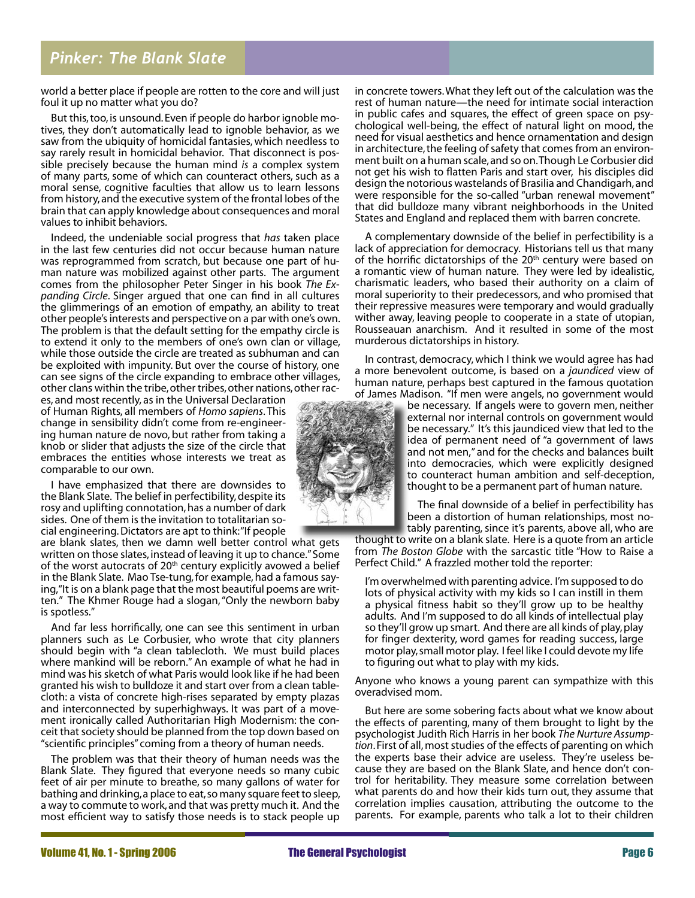world a better place if people are rotten to the core and will just foul it up no matter what you do?

But this, too, is unsound. Even if people do harbor ignoble motives, they don't automatically lead to ignoble behavior, as we saw from the ubiquity of homicidal fantasies, which needless to say rarely result in homicidal behavior. That disconnect is possible precisely because the human mind *is* a complex system of many parts, some of which can counteract others, such as a moral sense, cognitive faculties that allow us to learn lessons from history, and the executive system of the frontal lobes of the brain that can apply knowledge about consequences and moral values to inhibit behaviors.

Indeed, the undeniable social progress that *has* taken place in the last few centuries did not occur because human nature was reprogrammed from scratch, but because one part of human nature was mobilized against other parts. The argument comes from the philosopher Peter Singer in his book *The Expanding Circle*. Singer argued that one can find in all cultures the glimmerings of an emotion of empathy, an ability to treat other people's interests and perspective on a par with one's own. The problem is that the default setting for the empathy circle is to extend it only to the members of one's own clan or village, while those outside the circle are treated as subhuman and can be exploited with impunity. But over the course of history, one can see signs of the circle expanding to embrace other villages, other clans within the tribe, other tribes, other nations, other races, and most recently, as in the Universal Declaration of Human Rights, all members of *Homo sapiens*. This change in sensibility didn't come from re-engineering human nature de novo, but rather from taking a knob or slider that adjusts the size of the circle that embraces the entities whose interests we treat as comparable to our own.

I have emphasized that there are downsides to the Blank Slate. The belief in perfectibility, despite its rosy and uplifting connotation, has a number of dark sides. One of them is the invitation to totalitarian social engineering. Dictators are apt to think: "If people are blank slates, then we damn well better control what gets written on those slates, instead of leaving it up to chance." Some of the worst autocrats of 20th century explicitly avowed a belief in the Blank Slate. Mao Tse-tung, for example, had a famous saying, "It is on a blank page that the most beautiful poems are written." The Khmer Rouge had a slogan, "Only the newborn baby is spotless."

And far less horrifically, one can see this sentiment in urban planners such as Le Corbusier, who wrote that city planners should begin with "a clean tablecloth. We must build places where mankind will be reborn." An example of what he had in mind was his sketch of what Paris would look like if he had been granted his wish to bulldoze it and start over from a clean tablecloth: a vista of concrete high-rises separated by empty plazas and interconnected by superhighways. It was part of a movement ironically called Authoritarian High Modernism: the conceit that society should be planned from the top down based on "scientific principles" coming from a theory of human needs.

The problem was that their theory of human needs was the Blank Slate. They figured that everyone needs so many cubic feet of air per minute to breathe, so many gallons of water for bathing and drinking, a place to eat, so many square feet to sleep, a way to commute to work, and that was pretty much it. And the most efficient way to satisfy those needs is to stack people up in concrete towers. What they left out of the calculation was the rest of human nature—the need for intimate social interaction in public cafes and squares, the effect of green space on psychological well-being, the effect of natural light on mood, the need for visual aesthetics and hence ornamentation and design in architecture, the feeling of safety that comes from an environment built on a human scale, and so on. Though Le Corbusier did not get his wish to flatten Paris and start over, his disciples did design the notorious wastelands of Brasilia and Chandigarh, and were responsible for the so-called "urban renewal movement" that did bulldoze many vibrant neighborhoods in the United States and England and replaced them with barren concrete.

A complementary downside of the belief in perfectibility is a lack of appreciation for democracy. Historians tell us that many of the horrific dictatorships of the 20th century were based on a romantic view of human nature. They were led by idealistic, charismatic leaders, who based their authority on a claim of moral superiority to their predecessors, and who promised that their repressive measures were temporary and would gradually wither away, leaving people to cooperate in a state of utopian, Rousseauan anarchism. And it resulted in some of the most murderous dictatorships in history.

In contrast, democracy, which I think we would agree has had a more benevolent outcome, is based on a *jaundiced* view of human nature, perhaps best captured in the famous quotation of James Madison. "If men were angels, no government would be necessary. If angels were to govern men, neither external nor internal controls on government would be necessary." It's this jaundiced view that led to the idea of permanent need of "a government of laws and not men," and for the checks and balances built into democracies, which were explicitly designed to counteract human ambition and self-deception, thought to be a permanent part of human nature.

The final downside of a belief in perfectibility has been a distortion of human relationships, most notably parenting, since it's parents, above all, who are thought to write on a blank slate. Here is a quote from an article from *The Boston Globe* with the sarcastic title "How to Raise a Perfect Child." A frazzled mother told the reporter:

> I'm overwhelmed with parenting advice. I'm supposed to do lots of physical activity with my kids so I can instill in them a physical fitness habit so they'll grow up to be healthy adults. And I'm supposed to do all kinds of intellectual play so they'll grow up smart. And there are all kinds of play, play for finger dexterity, word games for reading success, large motor play, small motor play. I feel like I could devote my life to figuring out what to play with my kids.

Anyone who knows a young parent can sympathize with this overadvised mom.

But here are some sobering facts about what we know about the effects of parenting, many of them brought to light by the psychologist Judith Rich Harris in her book *The Nurture Assumption*. First of all, most studies of the effects of parenting on which the experts base their advice are useless. They're useless because they are based on the Blank Slate, and hence don't control for heritability. They measure some correlation between what parents do and how their kids turn out, they assume that correlation implies causation, attributing the outcome to the parents. For example, parents who talk a lot to their children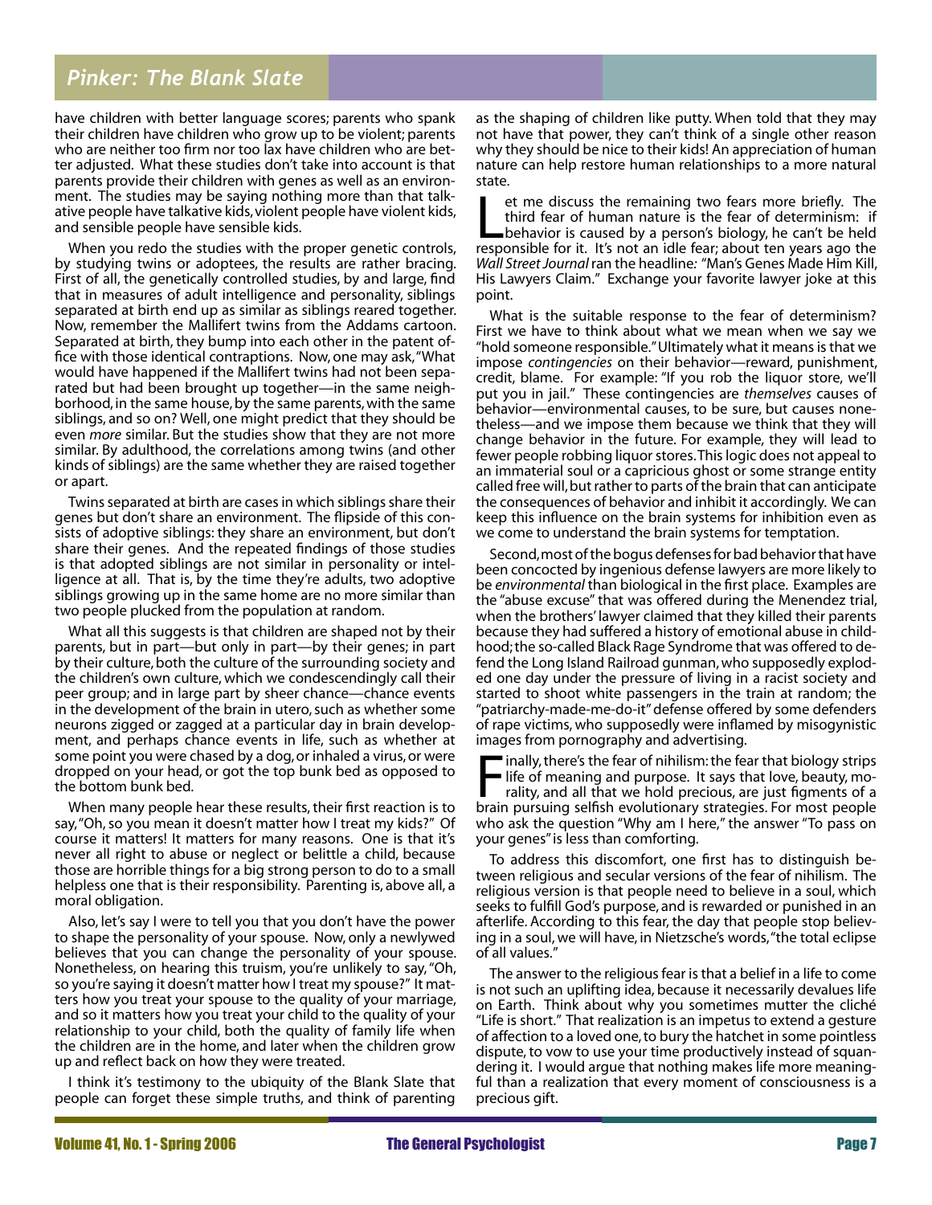have children with better language scores; parents who spank their children have children who grow up to be violent; parents who are neither too firm nor too lax have children who are better adjusted. What these studies don't take into account is that parents provide their children with genes as well as an environment. The studies may be saying nothing more than that talkative people have talkative kids, violent people have violent kids, and sensible people have sensible kids.

When you redo the studies with the proper genetic controls, by studying twins or adoptees, the results are rather bracing. First of all, the genetically controlled studies, by and large, find that in measures of adult intelligence and personality, siblings separated at birth end up as similar as siblings reared together. Now, remember the Mallifert twins from the Addams cartoon. Separated at birth, they bump into each other in the patent office with those identical contraptions. Now, one may ask, "What would have happened if the Mallifert twins had not been separated but had been brought up together—in the same neighborhood, in the same house, by the same parents, with the same siblings, and so on? Well, one might predict that they should be even *more* similar. But the studies show that they are not more similar. By adulthood, the correlations among twins (and other kinds of siblings) are the same whether they are raised together or apart.

Twins separated at birth are cases in which siblings share their genes but don't share an environment. The flipside of this consists of adoptive siblings: they share an environment, but don't share their genes. And the repeated findings of those studies is that adopted siblings are not similar in personality or intelligence at all. That is, by the time they're adults, two adoptive siblings growing up in the same home are no more similar than two people plucked from the population at random.

What all this suggests is that children are shaped not by their parents, but in part—but only in part—by their genes; in part by their culture, both the culture of the surrounding society and the children's own culture, which we condescendingly call their peer group; and in large part by sheer chance—chance events in the development of the brain in utero, such as whether some neurons zigged or zagged at a particular day in brain development, and perhaps chance events in life, such as whether at some point you were chased by a dog, or inhaled a virus, or were dropped on your head, or got the top bunk bed as opposed to the bottom bunk bed.

When many people hear these results, their first reaction is to say, "Oh, so you mean it doesn't matter how I treat my kids?" Of course it matters! It matters for many reasons. One is that it's never all right to abuse or neglect or belittle a child, because those are horrible things for a big strong person to do to a small helpless one that is their responsibility. Parenting is, above all, a moral obligation.

Also, let's say I were to tell you that you don't have the power to shape the personality of your spouse. Now, only a newlywed believes that you can change the personality of your spouse. Nonetheless, on hearing this truism, you're unlikely to say, "Oh, so you're saying it doesn't matter how I treat my spouse?" It matters how you treat your spouse to the quality of your marriage, and so it matters how you treat your child to the quality of your relationship to your child, both the quality of family life when the children are in the home, and later when the children grow up and reflect back on how they were treated.

I think it's testimony to the ubiquity of the Blank Slate that people can forget these simple truths, and think of parenting as the shaping of children like putty. When told that they may not have that power, they can't think of a single other reason why they should be nice to their kids! An appreciation of human nature can help restore human relationships to a more natural state.

Let me discuss the remaining two fears more briefly. The third fear of human nature is the fear of determinism: if behavior is caused by a person's biology, he can't be held responsible for it. It's not an idle fear; about ten years ago the *Wall Street Journal* ran the headline: "Man's Genes Made Him Kill, His Lawyers Claim." Exchange your favorite lawyer joke at this point.

What is the suitable response to the fear of determinism? First we have to think about what we mean when we say we "hold someone responsible." Ultimately what it means is that we impose *contingencies* on their behavior—reward, punishment, credit, blame. For example: "If you rob the liquor store, we'll put you in jail." These contingencies are *themselves* causes of behavior—environmental causes, to be sure, but causes nonetheless—and we impose them because we think that they will change behavior in the future. For example, they will lead to fewer people robbing liquor stores. This logic does not appeal to an immaterial soul or a capricious ghost or some strange entity called free will, but rather to parts of the brain that can anticipate the consequences of behavior and inhibit it accordingly. We can keep this influence on the brain systems for inhibition even as we come to understand the brain systems for temptation.

Second, most of the bogus defenses for bad behavior that have been concocted by ingenious defense lawyers are more likely to be *environmental* than biological in the first place. Examples are the "abuse excuse" that was offered during the Menendez trial, when the brothers' lawyer claimed that they killed their parents because they had suffered a history of emotional abuse in childhood; the so-called Black Rage Syndrome that was offered to defend the Long Island Railroad gunman, who supposedly exploded one day under the pressure of living in a racist society and started to shoot white passengers in the train at random; the "patriarchy-made-me-do-it" defense offered by some defenders of rape victims, who supposedly were inflamed by misogynistic images from pornography and advertising.

Finally, there's the fear of nihilism: the fear that biology strips life of meaning and purpose. It says that love, beauty, morality, and all that we hold precious, are just figments of a brain pursuing selfish evolutionary strategies. For most people who ask the question "Why am I here," the answer "To pass on your genes" is less than comforting.

To address this discomfort, one first has to distinguish between religious and secular versions of the fear of nihilism. The religious version is that people need to believe in a soul, which seeks to fulfill God's purpose, and is rewarded or punished in an afterlife. According to this fear, the day that people stop believing in a soul, we will have, in Nietzsche's words, "the total eclipse of all values."

The answer to the religious fear is that a belief in a life to come is not such an uplifting idea, because it necessarily devalues life on Earth. Think about why you sometimes mutter the cliché "Life is short." That realization is an impetus to extend a gesture of affection to a loved one, to bury the hatchet in some pointless dispute, to vow to use your time productively instead of squandering it. I would argue that nothing makes life more meaningful than a realization that every moment of consciousness is a precious gift.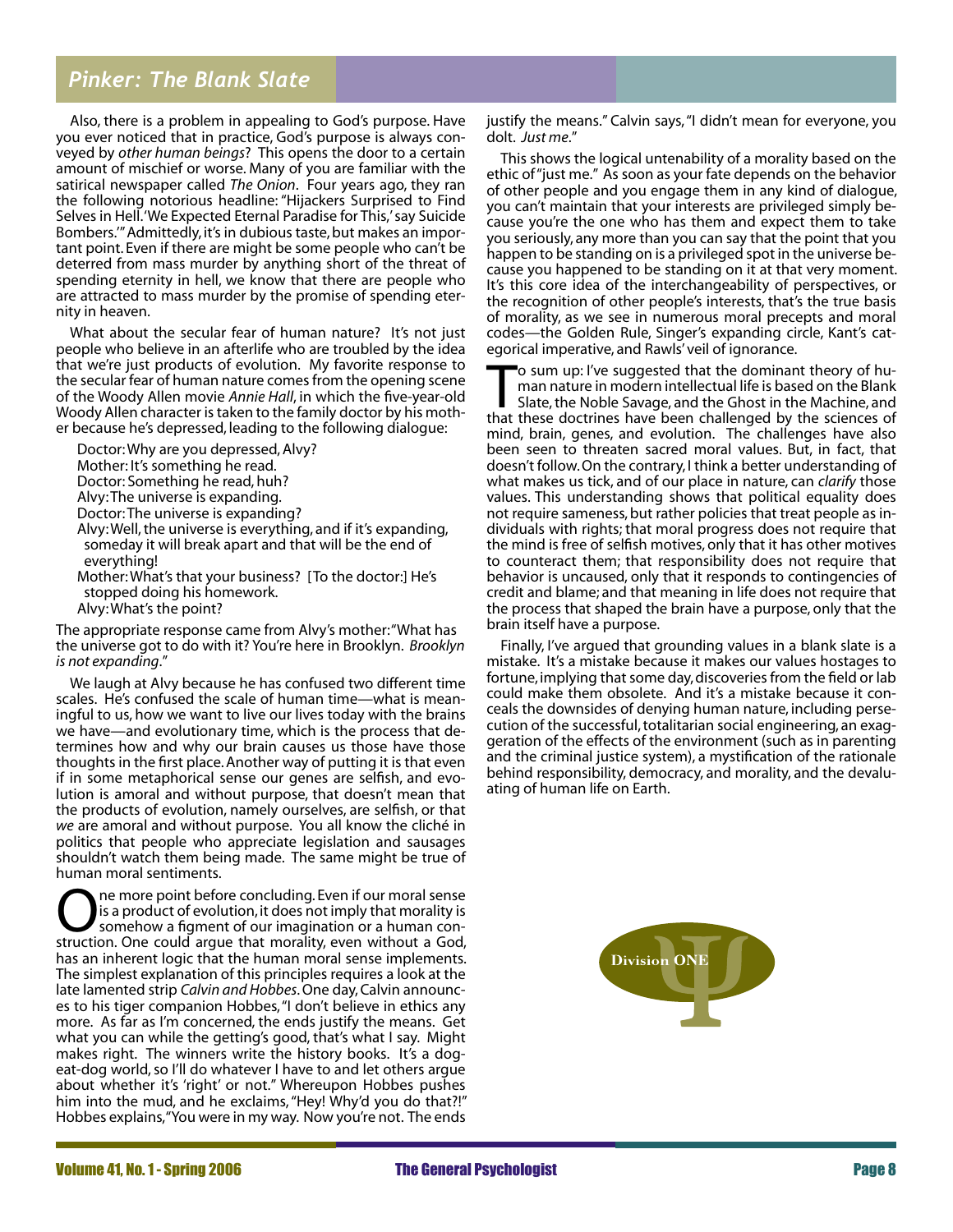Also, there is a problem in appealing to God's purpose. Have you ever noticed that in practice, God's purpose is always conveyed by *other human beings*? This opens the door to a certain amount of mischief or worse. Many of you are familiar with the satirical newspaper called *The Onion*. Four years ago, they ran the following notorious headline: "Hijackers Surprised to Find Selves in Hell. 'We Expected Eternal Paradise for This,' say Suicide Bombers.'" Admittedly, it's in dubious taste, but makes an important point. Even if there are might be some people who can't be deterred from mass murder by anything short of the threat of spending eternity in hell, we know that there are people who are attracted to mass murder by the promise of spending eternity in heaven.

What about the secular fear of human nature? It's not just people who believe in an afterlife who are troubled by the idea that we're just products of evolution. My favorite response to the secular fear of human nature comes from the opening scene of the Woody Allen movie *Annie Hall*, in which the five-year-old Woody Allen character is taken to the family doctor by his mother because he's depressed, leading to the following dialogue:

> Doctor: Why are you depressed, Alvy?
> Mother: It's something he read.
> Doctor: Something he read, huh?
> Alvy: The universe is expanding.
> Doctor: The universe is expanding?
> Alvy: Well, the universe is everything, and if it's expanding, someday it will break apart and that will be the end of everything!
> Mother: What's that your business? [To the doctor:] He's stopped doing his homework.
> Alvy: What's the point?

The appropriate response came from Alvy's mother: "What has the universe got to do with it? You're here in Brooklyn. *Brooklyn is not expanding*."

We laugh at Alvy because he has confused two different time scales. He's confused the scale of human time—what is meaningful to us, how we want to live our lives today with the brains we have—and evolutionary time, which is the process that determines how and why our brain causes us those have those thoughts in the first place. Another way of putting it is that even if in some metaphorical sense our genes are selfish, and evolution is amoral and without purpose, that doesn't mean that the products of evolution, namely ourselves, are selfish, or that *we* are amoral and without purpose. You all know the cliché in politics that people who appreciate legislation and sausages shouldn't watch them being made. The same might be true of human moral sentiments.

One more point before concluding. Even if our moral sense is a product of evolution, it does not imply that morality is somehow a figment of our imagination or a human construction. One could argue that morality, even without a God, has an inherent logic that the human moral sense implements. The simplest explanation of this principles requires a look at the late lamented strip *Calvin and Hobbes*. One day, Calvin announces to his tiger companion Hobbes, "I don't believe in ethics any more. As far as I'm concerned, the ends justify the means. Get what you can while the getting's good, that's what I say. Might makes right. The winners write the history books. It's a dog-eat-dog world, so I'll do whatever I have to and let others argue about whether it's 'right' or not." Whereupon Hobbes pushes him into the mud, and he exclaims, "Hey! Why'd you do that?!" Hobbes explains, "You were in my way. Now you're not. The ends justify the means." Calvin says, "I didn't mean for everyone, you dolt. *Just me*."

This shows the logical untenability of a morality based on the ethic of "just me." As soon as your fate depends on the behavior of other people and you engage them in any kind of dialogue, you can't maintain that your interests are privileged simply because you're the one who has them and expect them to take you seriously, any more than you can say that the point that you happen to be standing on is a privileged spot in the universe because you happened to be standing on it at that very moment. It's this core idea of the interchangeability of perspectives, or the recognition of other people's interests, that's the true basis of morality, as we see in numerous moral precepts and moral codes—the Golden Rule, Singer's expanding circle, Kant's categorical imperative, and Rawls' veil of ignorance.

To sum up: I've suggested that the dominant theory of human nature in modern intellectual life is based on the Blank Slate, the Noble Savage, and the Ghost in the Machine, and that these doctrines have been challenged by the sciences of mind, brain, genes, and evolution. The challenges have also been seen to threaten sacred moral values. But, in fact, that doesn't follow. On the contrary, I think a better understanding of what makes us tick, and of our place in nature, can *clarify* those values. This understanding shows that political equality does not require sameness, but rather policies that treat people as individuals with rights; that moral progress does not require that the mind is free of selfish motives, only that it has other motives to counteract them; that responsibility does not require that behavior is uncaused, only that it responds to contingencies of credit and blame; and that meaning in life does not require that the process that shaped the brain have a purpose, only that the brain itself have a purpose.

Finally, I've argued that grounding values in a blank slate is a mistake. It's a mistake because it makes our values hostages to fortune, implying that some day, discoveries from the field or lab could make them obsolete. And it's a mistake because it conceals the downsides of denying human nature, including persecution of the successful, totalitarian social engineering, an exaggeration of the effects of the environment (such as in parenting and the criminal justice system), a mystification of the rationale behind responsibility, democracy, and morality, and the devaluating of human life on Earth.

Division ONE